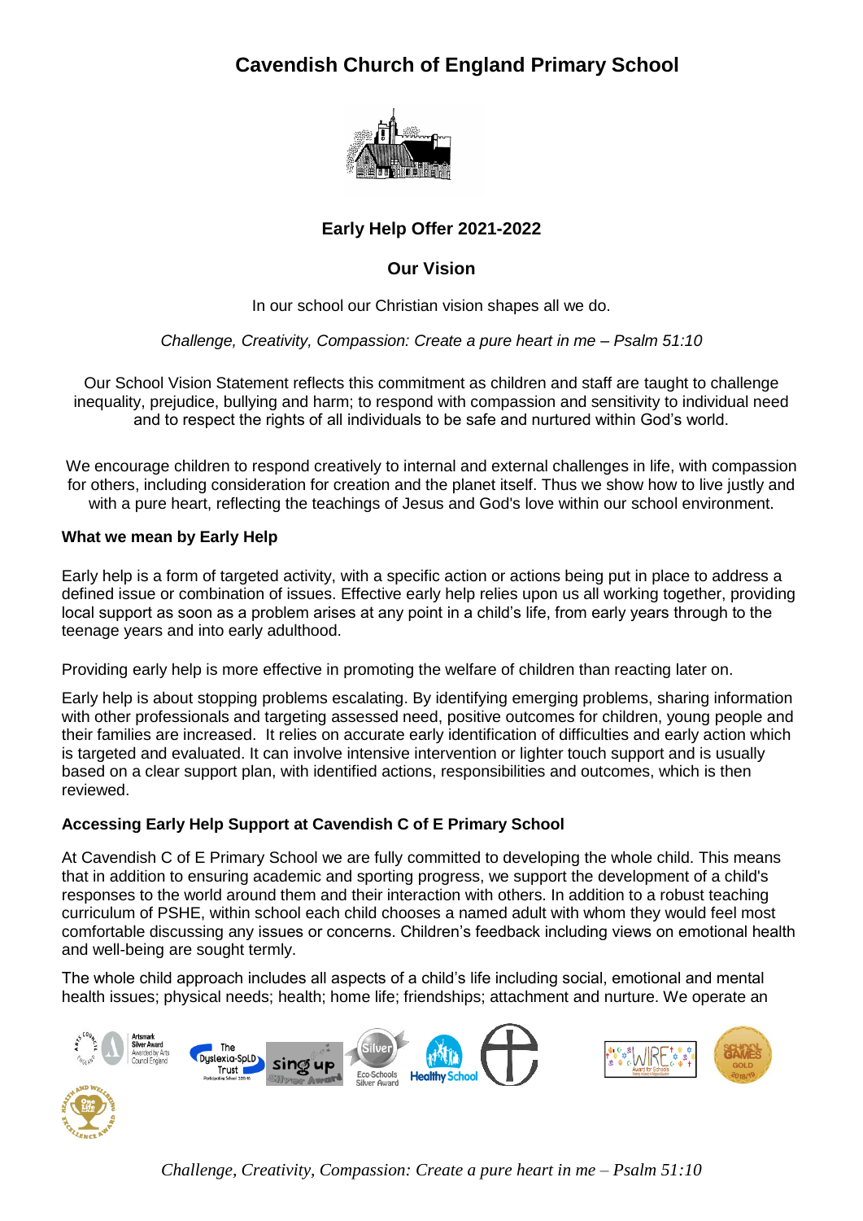# Cavendish Church of England Primary School

## Early Help Offer 2021-2022

## Our Vision

In our school our Christian vision shapes all we do.

*Challenge, Creativity, Compassion: Create a pure heart in me – Psalm 51:10*

Our School Vision Statement reflects this commitment as children and staff are taught to challenge inequality, prejudice, bullying and harm; to respond with compassion and sensitivity to individual need and to respect the rights of all individuals to be safe and nurtured within God's world.

We encourage children to respond creatively to internal and external challenges in life, with compassion for others, including consideration for creation and the planet itself. Thus we show how to live justly and with a pure heart, reflecting the teachings of Jesus and God's love within our school environment.

### What we mean by Early Help

Early help is a form of targeted activity, with a specific action or actions being put in place to address a defined issue or combination of issues. Effective early help relies upon us all working together, providing local support as soon as a problem arises at any point in a child's life, from early years through to the teenage years and into early adulthood.

Providing early help is more effective in promoting the welfare of children than reacting later on.

Early help is about stopping problems escalating. By identifying emerging problems, sharing information with other professionals and targeting assessed need, positive outcomes for children, young people and their families are increased. It relies on accurate early identification of difficulties and early action which is targeted and evaluated. It can involve intensive intervention or lighter touch support and is usually based on a clear support plan, with identified actions, responsibilities and outcomes, which is then reviewed.

### Accessing Early Help Support at Cavendish C of E Primary School

At Cavendish C of E Primary School we are fully committed to developing the whole child. This means that in addition to ensuring academic and sporting progress, we support the development of a child's responses to the world around them and their interaction with others. In addition to a robust teaching curriculum of PSHE, within school each child chooses a named adult with whom they would feel most comfortable discussing any issues or concerns. Children's feedback including views on emotional health and well-being are sought termly.

The whole child approach includes all aspects of a child's life including social, emotional and mental health issues; physical needs; health; home life; friendships; attachment and nurture. We operate an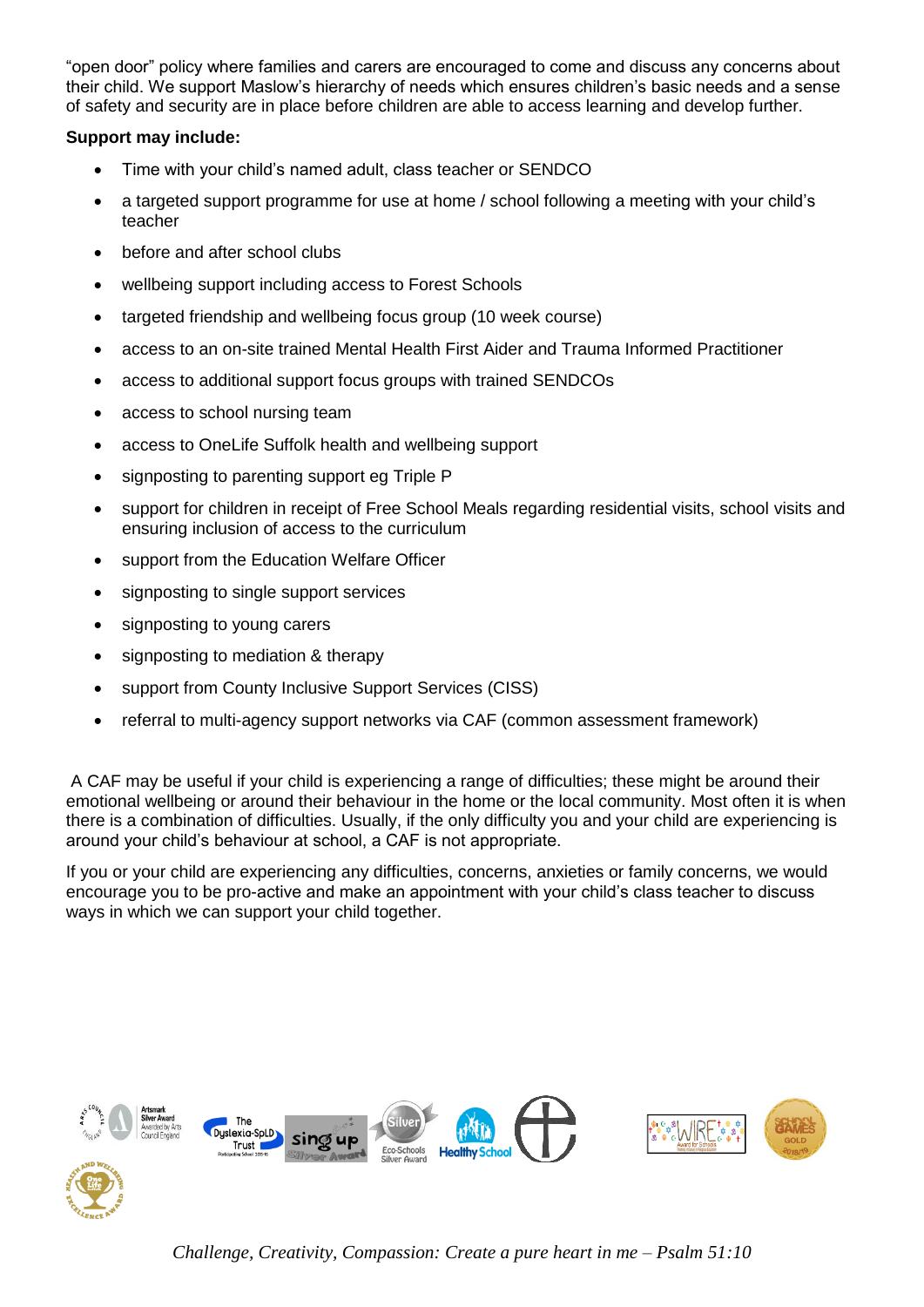"open door" policy where families and carers are encouraged to come and discuss any concerns about their child. We support Maslow's hierarchy of needs which ensures children's basic needs and a sense of safety and security are in place before children are able to access learning and develop further.

**Support may include:**

- Time with your child's named adult, class teacher or SENDCO
- a targeted support programme for use at home / school following a meeting with your child's teacher
- before and after school clubs
- wellbeing support including access to Forest Schools
- targeted friendship and wellbeing focus group (10 week course)
- access to an on-site trained Mental Health First Aider and Trauma Informed Practitioner
- access to additional support focus groups with trained SENDCOs
- access to school nursing team
- access to OneLife Suffolk health and wellbeing support
- signposting to parenting support eg Triple P
- support for children in receipt of Free School Meals regarding residential visits, school visits and ensuring inclusion of access to the curriculum
- support from the Education Welfare Officer
- signposting to single support services
- signposting to young carers
- signposting to mediation & therapy
- support from County Inclusive Support Services (CISS)
- referral to multi-agency support networks via CAF (common assessment framework)

A CAF may be useful if your child is experiencing a range of difficulties; these might be around their emotional wellbeing or around their behaviour in the home or the local community. Most often it is when there is a combination of difficulties. Usually, if the only difficulty you and your child are experiencing is around your child's behaviour at school, a CAF is not appropriate.

If you or your child are experiencing any difficulties, concerns, anxieties or family concerns, we would encourage you to be pro-active and make an appointment with your child's class teacher to discuss ways in which we can support your child together.

*Challenge, Creativity, Compassion: Create a pure heart in me – Psalm 51:10*